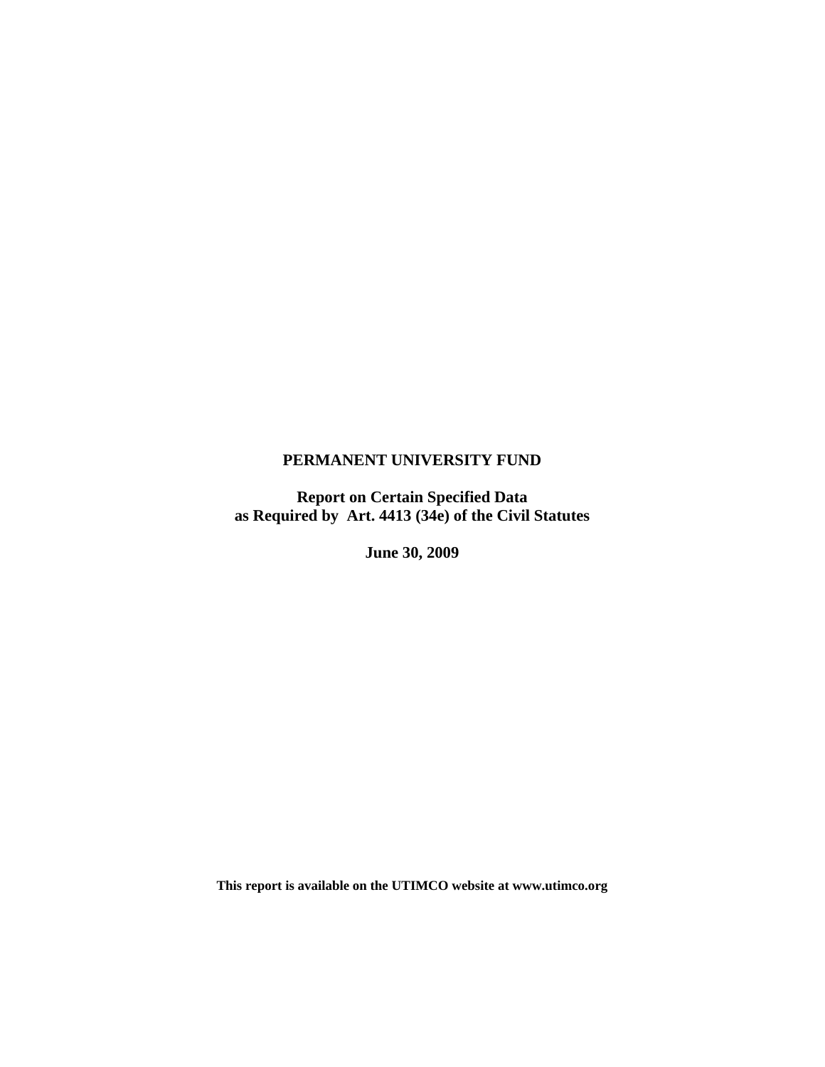# PERMANENT UNIVERSITY FUND

## Report on Certain Specified Data as Required by Art. 4413 (34e) of the Civil Statutes

**June 30, 2009**

**This report is available on the UTIMCO website at www.utimco.org**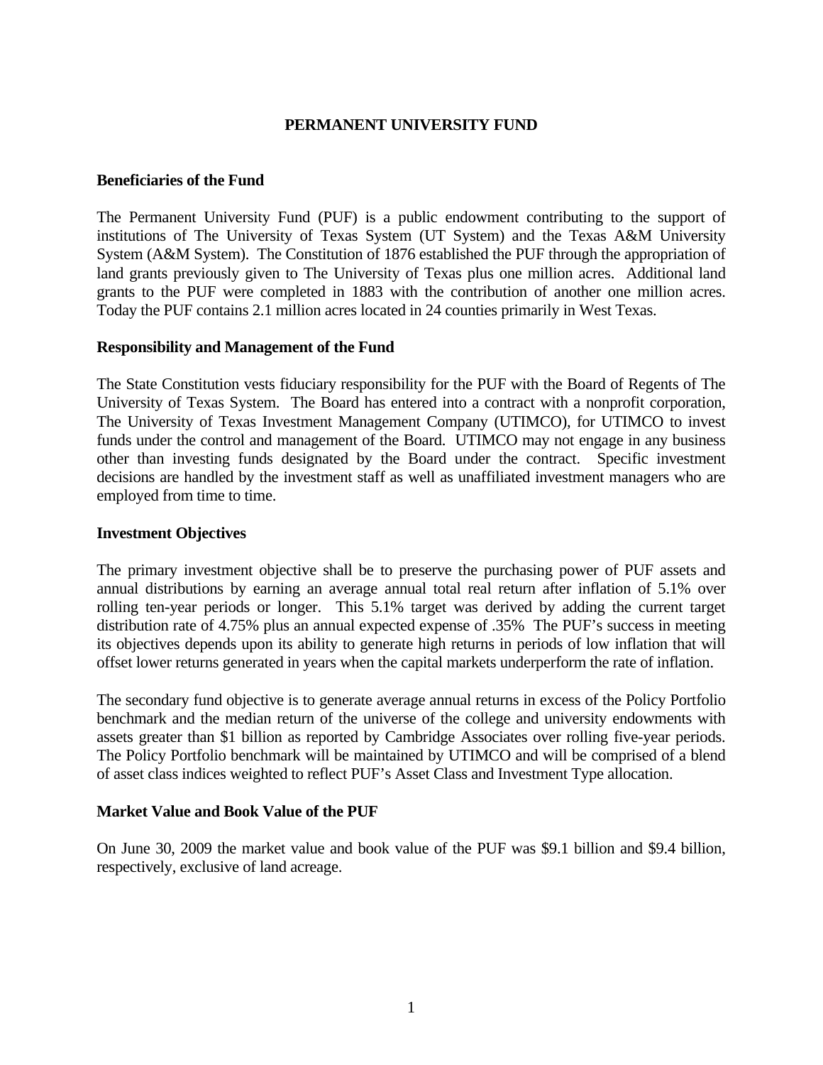# PERMANENT UNIVERSITY FUND

## Beneficiaries of the Fund

The Permanent University Fund (PUF) is a public endowment contributing to the support of institutions of The University of Texas System (UT System) and the Texas A&M University System (A&M System). The Constitution of 1876 established the PUF through the appropriation of land grants previously given to The University of Texas plus one million acres. Additional land grants to the PUF were completed in 1883 with the contribution of another one million acres. Today the PUF contains 2.1 million acres located in 24 counties primarily in West Texas.

## Responsibility and Management of the Fund

The State Constitution vests fiduciary responsibility for the PUF with the Board of Regents of The University of Texas System. The Board has entered into a contract with a nonprofit corporation, The University of Texas Investment Management Company (UTIMCO), for UTIMCO to invest funds under the control and management of the Board. UTIMCO may not engage in any business other than investing funds designated by the Board under the contract. Specific investment decisions are handled by the investment staff as well as unaffiliated investment managers who are employed from time to time.

## Investment Objectives

The primary investment objective shall be to preserve the purchasing power of PUF assets and annual distributions by earning an average annual total real return after inflation of 5.1% over rolling ten-year periods or longer. This 5.1% target was derived by adding the current target distribution rate of 4.75% plus an annual expected expense of .35% The PUF's success in meeting its objectives depends upon its ability to generate high returns in periods of low inflation that will offset lower returns generated in years when the capital markets underperform the rate of inflation.

The secondary fund objective is to generate average annual returns in excess of the Policy Portfolio benchmark and the median return of the universe of the college and university endowments with assets greater than $1 billion as reported by Cambridge Associates over rolling five-year periods. The Policy Portfolio benchmark will be maintained by UTIMCO and will be comprised of a blend of asset class indices weighted to reflect PUF's Asset Class and Investment Type allocation.

## Market Value and Book Value of the PUF

On June 30, 2009 the market value and book value of the PUF was $9.1 billion and $9.4 billion, respectively, exclusive of land acreage.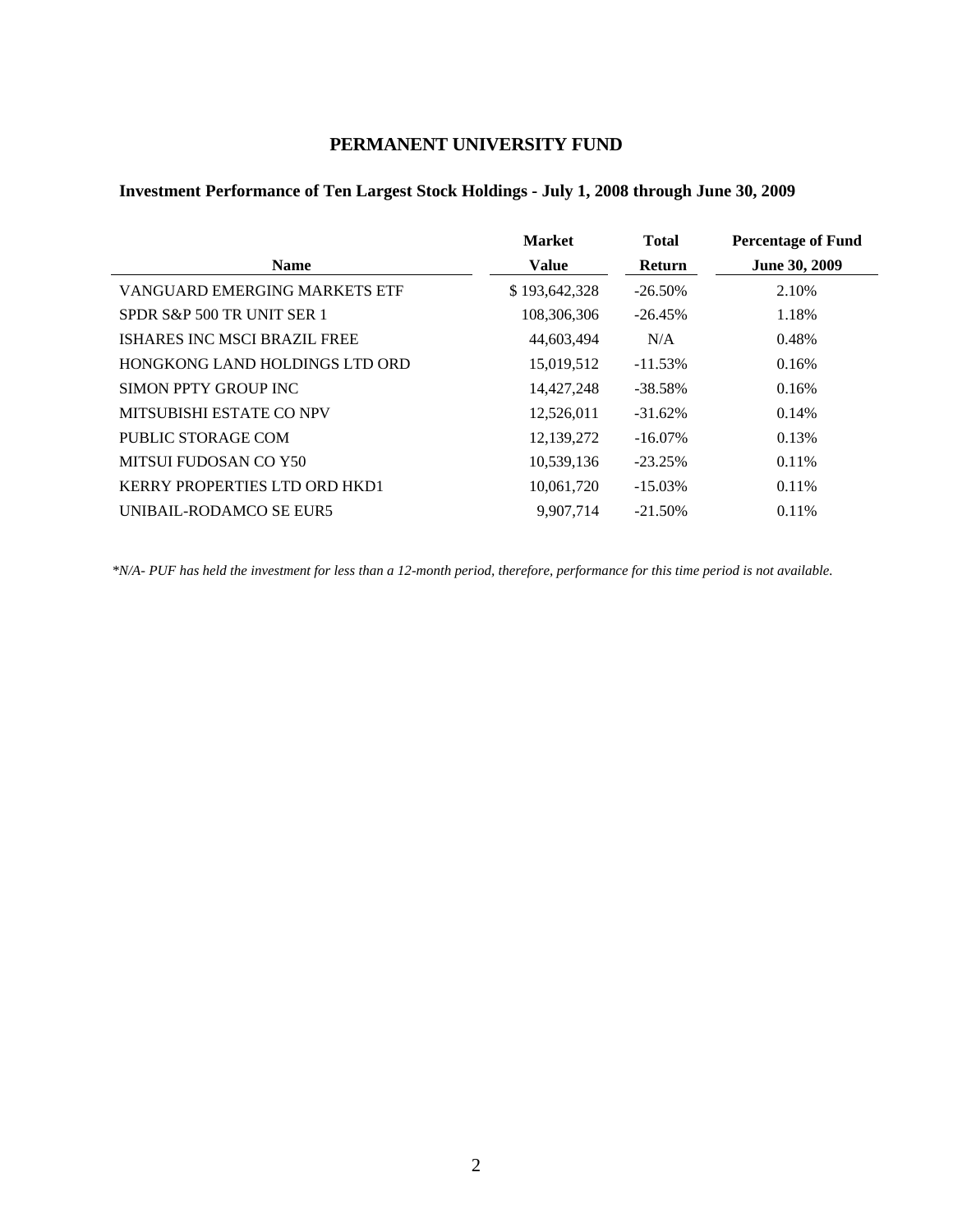# PERMANENT UNIVERSITY FUND

## Investment Performance of Ten Largest Stock Holdings - July 1, 2008 through June 30, 2009

| Name | Market Value | Total Return | Percentage of Fund June 30, 2009 |
|---|---|---|---|
| VANGUARD EMERGING MARKETS ETF | $ 193,642,328 | -26.50% | 2.10% |
| SPDR S&P 500 TR UNIT SER 1 | 108,306,306 | -26.45% | 1.18% |
| ISHARES INC MSCI BRAZIL FREE | 44,603,494 | N/A | 0.48% |
| HONGKONG LAND HOLDINGS LTD ORD | 15,019,512 | -11.53% | 0.16% |
| SIMON PPTY GROUP INC | 14,427,248 | -38.58% | 0.16% |
| MITSUBISHI ESTATE CO NPV | 12,526,011 | -31.62% | 0.14% |
| PUBLIC STORAGE COM | 12,139,272 | -16.07% | 0.13% |
| MITSUI FUDOSAN CO Y50 | 10,539,136 | -23.25% | 0.11% |
| KERRY PROPERTIES LTD ORD HKD1 | 10,061,720 | -15.03% | 0.11% |
| UNIBAIL-RODAMCO SE EUR5 | 9,907,714 | -21.50% | 0.11% |

*\*N/A- PUF has held the investment for less than a 12-month period, therefore, performance for this time period is not available.*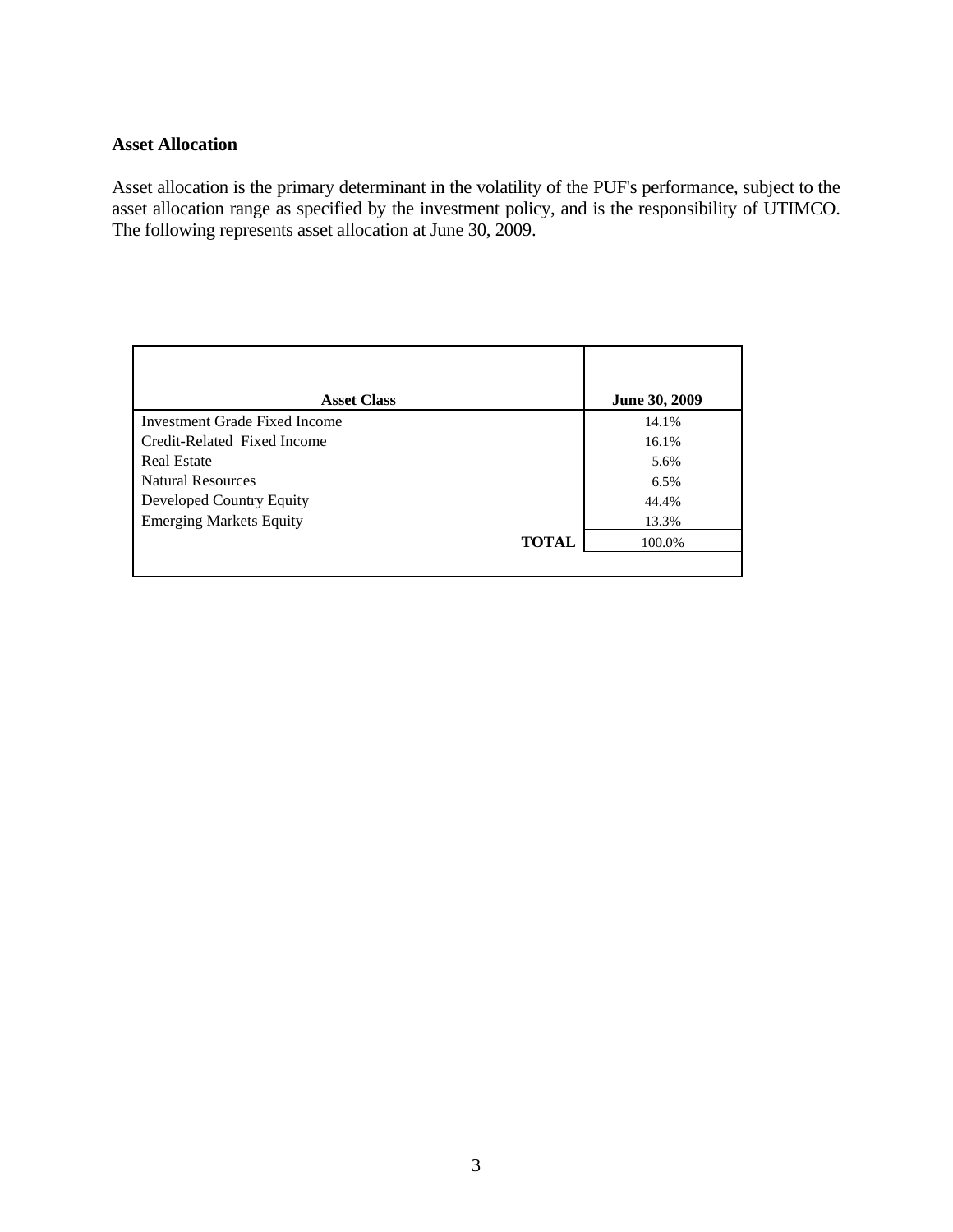## Asset Allocation

Asset allocation is the primary determinant in the volatility of the PUF's performance, subject to the asset allocation range as specified by the investment policy, and is the responsibility of UTIMCO. The following represents asset allocation at June 30, 2009.

| Asset Class | June 30, 2009 |
|---|---|
| Investment Grade Fixed Income | 14.1% |
| Credit-Related Fixed Income | 16.1% |
| Real Estate | 5.6% |
| Natural Resources | 6.5% |
| Developed Country Equity | 44.4% |
| Emerging Markets Equity | 13.3% |
| **TOTAL** | 100.0% |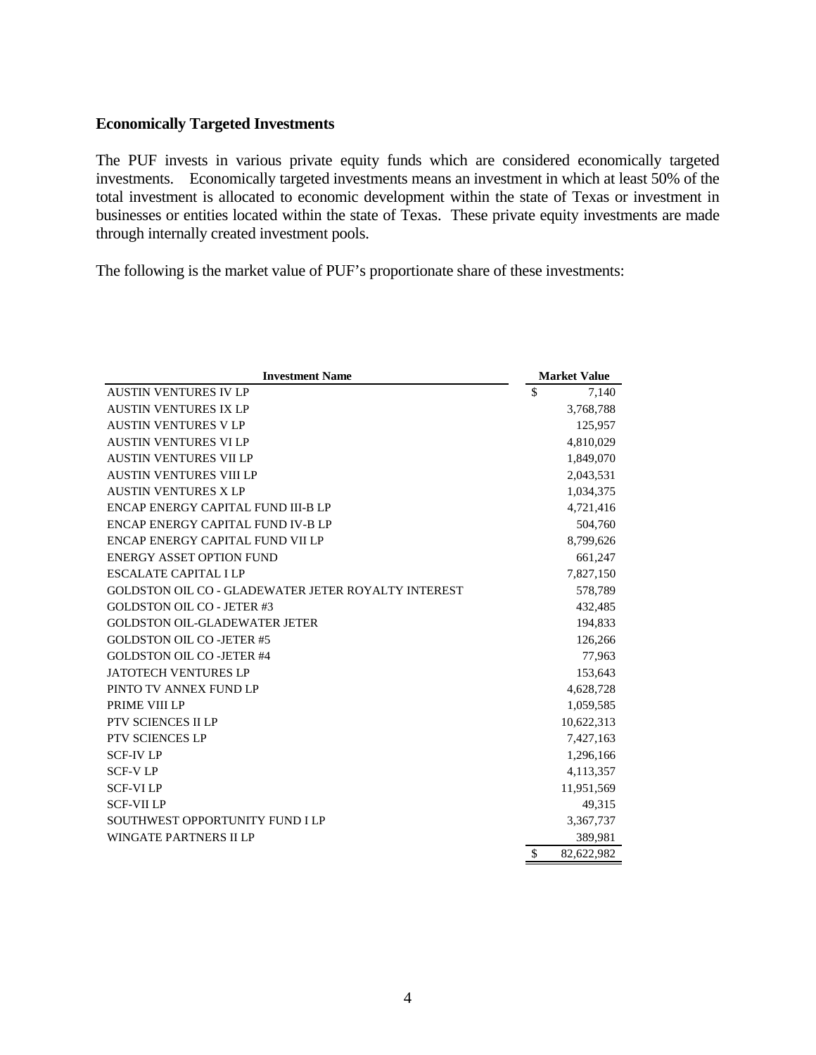## Economically Targeted Investments

The PUF invests in various private equity funds which are considered economically targeted investments. Economically targeted investments means an investment in which at least 50% of the total investment is allocated to economic development within the state of Texas or investment in businesses or entities located within the state of Texas. These private equity investments are made through internally created investment pools.

The following is the market value of PUF's proportionate share of these investments:

| Investment Name | Market Value |
|---|---|
| AUSTIN VENTURES IV LP | $ 7,140 |
| AUSTIN VENTURES IX LP | 3,768,788 |
| AUSTIN VENTURES V LP | 125,957 |
| AUSTIN VENTURES VI LP | 4,810,029 |
| AUSTIN VENTURES VII LP | 1,849,070 |
| AUSTIN VENTURES VIII LP | 2,043,531 |
| AUSTIN VENTURES X LP | 1,034,375 |
| ENCAP ENERGY CAPITAL FUND III-B LP | 4,721,416 |
| ENCAP ENERGY CAPITAL FUND IV-B LP | 504,760 |
| ENCAP ENERGY CAPITAL FUND VII LP | 8,799,626 |
| ENERGY ASSET OPTION FUND | 661,247 |
| ESCALATE CAPITAL I LP | 7,827,150 |
| GOLDSTON OIL CO - GLADEWATER JETER ROYALTY INTEREST | 578,789 |
| GOLDSTON OIL CO - JETER #3 | 432,485 |
| GOLDSTON OIL-GLADEWATER JETER | 194,833 |
| GOLDSTON OIL CO -JETER #5 | 126,266 |
| GOLDSTON OIL CO -JETER #4 | 77,963 |
| JATOTECH VENTURES LP | 153,643 |
| PINTO TV ANNEX FUND LP | 4,628,728 |
| PRIME VIII LP | 1,059,585 |
| PTV SCIENCES II LP | 10,622,313 |
| PTV SCIENCES LP | 7,427,163 |
| SCF-IV LP | 1,296,166 |
| SCF-V LP | 4,113,357 |
| SCF-VI LP | 11,951,569 |
| SCF-VII LP | 49,315 |
| SOUTHWEST OPPORTUNITY FUND I LP | 3,367,737 |
| WINGATE PARTNERS II LP | 389,981 |
| | $ 82,622,982 |